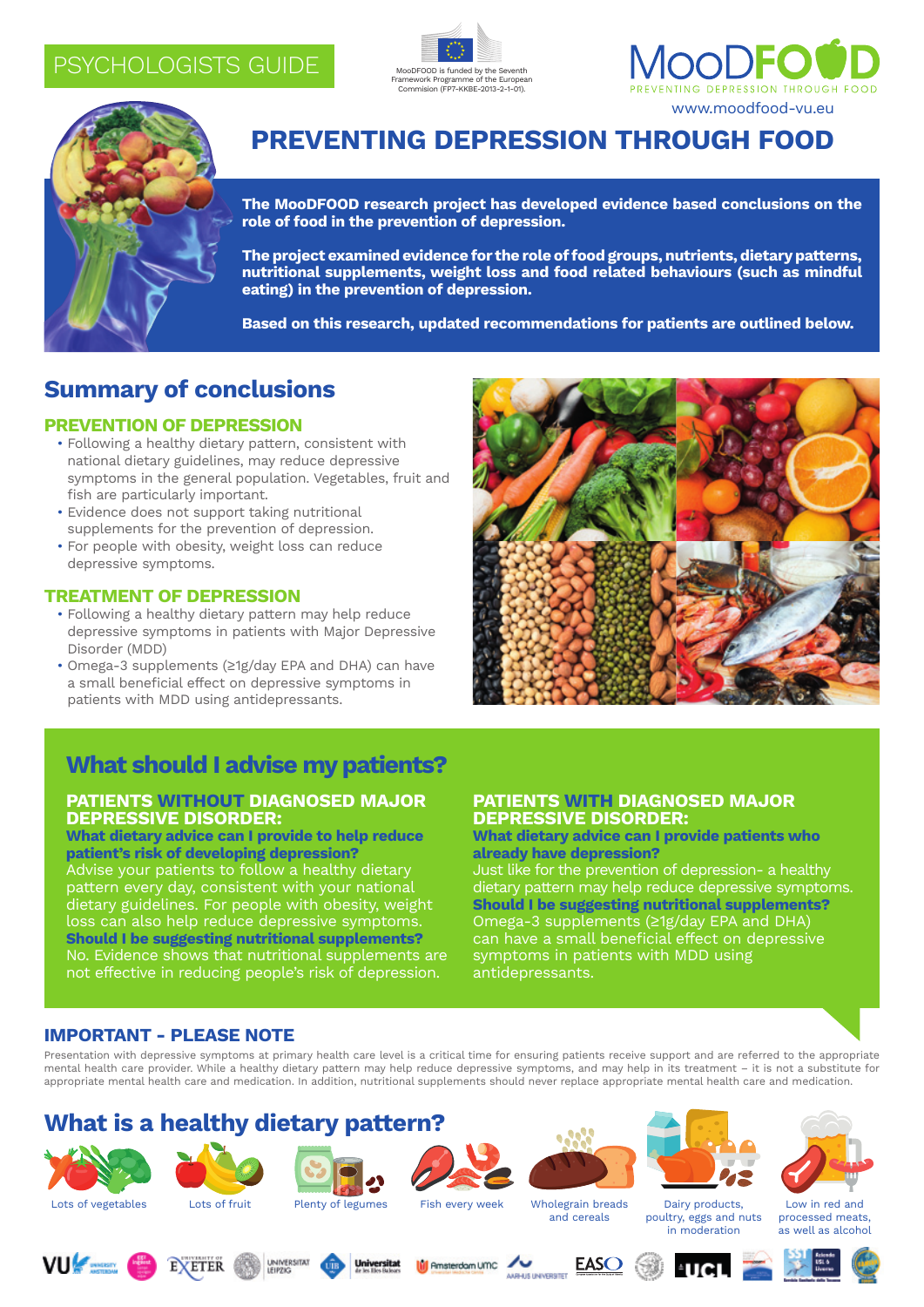PSYCHOLOGISTS GUIDE

MooDFOOD is funded by the Seventh Framework Programme of the European Commision (FP7-KKBE-2013-2-1-01).

MooDFOOD
PREVENTING DEPRESSION THROUGH FOOD
www.moodfood-vu.eu

# PREVENTING DEPRESSION THROUGH FOOD

**The MooDFOOD research project has developed evidence based conclusions on the role of food in the prevention of depression.**

**The project examined evidence for the role of food groups, nutrients, dietary patterns, nutritional supplements, weight loss and food related behaviours (such as mindful eating) in the prevention of depression.**

**Based on this research, updated recommendations for patients are outlined below.**

## Summary of conclusions

### PREVENTION OF DEPRESSION

- Following a healthy dietary pattern, consistent with national dietary guidelines, may reduce depressive symptoms in the general population. Vegetables, fruit and fish are particularly important.
- Evidence does not support taking nutritional supplements for the prevention of depression.
- For people with obesity, weight loss can reduce depressive symptoms.

### TREATMENT OF DEPRESSION

- Following a healthy dietary pattern may help reduce depressive symptoms in patients with Major Depressive Disorder (MDD)
- Omega-3 supplements (≥1g/day EPA and DHA) can have a small beneficial effect on depressive symptoms in patients with MDD using antidepressants.

## What should I advise my patients?

### PATIENTS WITHOUT DIAGNOSED MAJOR DEPRESSIVE DISORDER:

**What dietary advice can I provide to help reduce patient's risk of developing depression?**
Advise your patients to follow a healthy dietary pattern every day, consistent with your national dietary guidelines. For people with obesity, weight loss can also help reduce depressive symptoms.

**Should I be suggesting nutritional supplements?**
No. Evidence shows that nutritional supplements are not effective in reducing people's risk of depression.

### PATIENTS WITH DIAGNOSED MAJOR DEPRESSIVE DISORDER:

**What dietary advice can I provide patients who already have depression?**
Just like for the prevention of depression- a healthy dietary pattern may help reduce depressive symptoms.

**Should I be suggesting nutritional supplements?**
Omega-3 supplements (≥1g/day EPA and DHA) can have a small beneficial effect on depressive symptoms in patients with MDD using antidepressants.

### IMPORTANT - PLEASE NOTE

Presentation with depressive symptoms at primary health care level is a critical time for ensuring patients receive support and are referred to the appropriate mental health care provider. While a healthy dietary pattern may help reduce depressive symptoms, and may help in its treatment – it is not a substitute for appropriate mental health care and medication. In addition, nutritional supplements should never replace appropriate mental health care and medication.

## What is a healthy dietary pattern?

- Lots of vegetables
- Lots of fruit
- Plenty of legumes
- Fish every week
- Wholegrain breads and cereals
- Dairy products, poultry, eggs and nuts in moderation
- Low in red and processed meats, as well as alcohol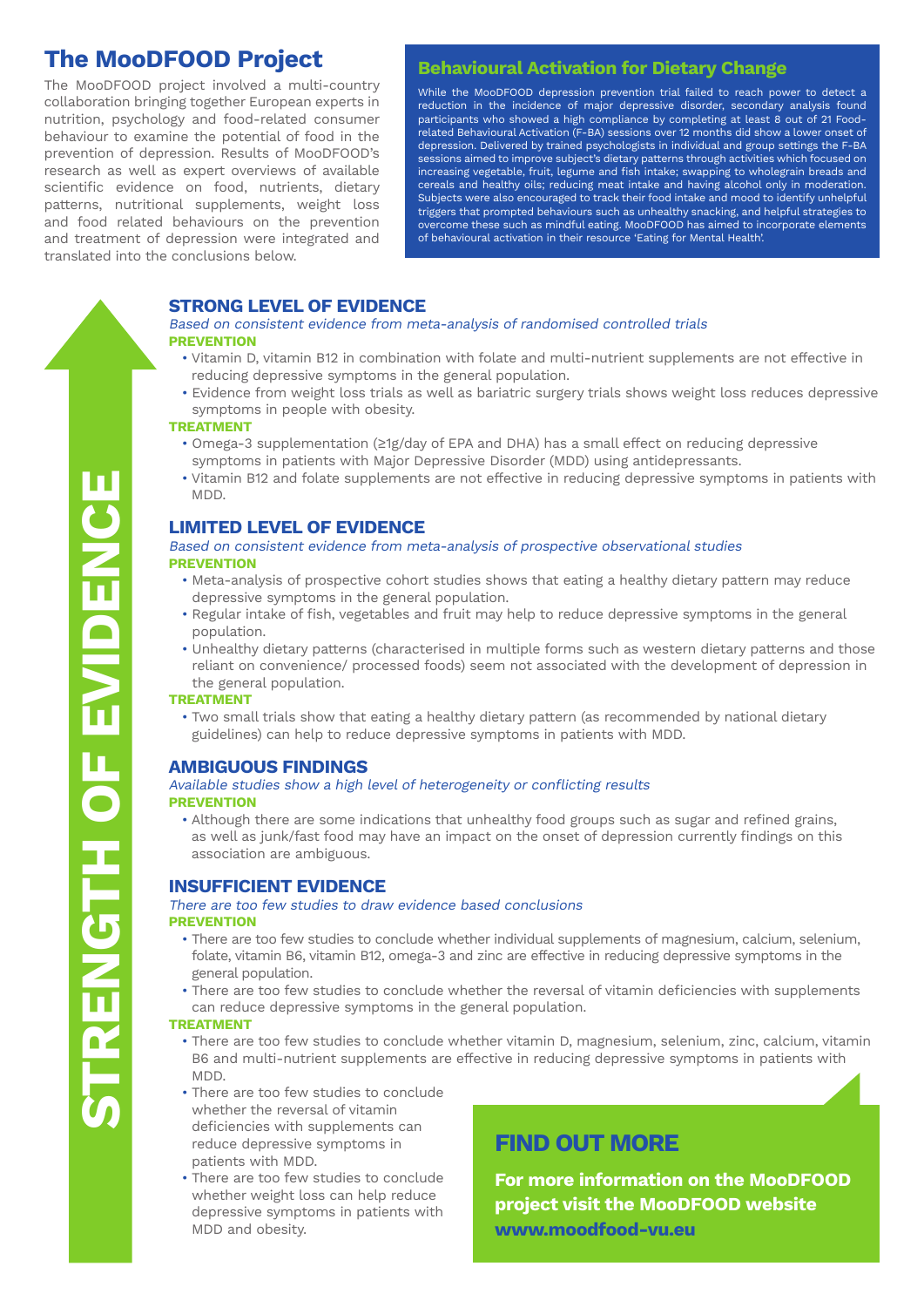# The MooDFOOD Project

The MooDFOOD project involved a multi-country collaboration bringing together European experts in nutrition, psychology and food-related consumer behaviour to examine the potential of food in the prevention of depression. Results of MooDFOOD's research as well as expert overviews of available scientific evidence on food, nutrients, dietary patterns, nutritional supplements, weight loss and food related behaviours on the prevention and treatment of depression were integrated and translated into the conclusions below.

## Behavioural Activation for Dietary Change

While the MooDFOOD depression prevention trial failed to reach power to detect a reduction in the incidence of major depressive disorder, secondary analysis found participants who showed a high compliance by completing at least 8 out of 21 Food-related Behavioural Activation (F-BA) sessions over 12 months did show a lower onset of depression. Delivered by trained psychologists in individual and group settings the F-BA sessions aimed to improve subject's dietary patterns through activities which focused on increasing vegetable, fruit, legume and fish intake; swapping to wholegrain breads and cereals and healthy oils; reducing meat intake and having alcohol only in moderation. Subjects were also encouraged to track their food intake and mood to identify unhelpful triggers that prompted behaviours such as unhealthy snacking, and helpful strategies to overcome these such as mindful eating. MooDFOOD has aimed to incorporate elements of behavioural activation in their resource 'Eating for Mental Health'.

# STRENGTH OF EVIDENCE

## STRONG LEVEL OF EVIDENCE

*Based on consistent evidence from meta-analysis of randomised controlled trials*

**PREVENTION**

- Vitamin D, vitamin B12 in combination with folate and multi-nutrient supplements are not effective in reducing depressive symptoms in the general population.
- Evidence from weight loss trials as well as bariatric surgery trials shows weight loss reduces depressive symptoms in people with obesity.

**TREATMENT**

- Omega-3 supplementation (≥1g/day of EPA and DHA) has a small effect on reducing depressive symptoms in patients with Major Depressive Disorder (MDD) using antidepressants.
- Vitamin B12 and folate supplements are not effective in reducing depressive symptoms in patients with MDD.

## LIMITED LEVEL OF EVIDENCE

*Based on consistent evidence from meta-analysis of prospective observational studies*

**PREVENTION**

- Meta-analysis of prospective cohort studies shows that eating a healthy dietary pattern may reduce depressive symptoms in the general population.
- Regular intake of fish, vegetables and fruit may help to reduce depressive symptoms in the general population.
- Unhealthy dietary patterns (characterised in multiple forms such as western dietary patterns and those reliant on convenience/ processed foods) seem not associated with the development of depression in the general population.

**TREATMENT**

- Two small trials show that eating a healthy dietary pattern (as recommended by national dietary guidelines) can help to reduce depressive symptoms in patients with MDD.

## AMBIGUOUS FINDINGS

*Available studies show a high level of heterogeneity or conflicting results*

**PREVENTION**

- Although there are some indications that unhealthy food groups such as sugar and refined grains, as well as junk/fast food may have an impact on the onset of depression currently findings on this association are ambiguous.

## INSUFFICIENT EVIDENCE

*There are too few studies to draw evidence based conclusions*

**PREVENTION**

- There are too few studies to conclude whether individual supplements of magnesium, calcium, selenium, folate, vitamin B6, vitamin B12, omega-3 and zinc are effective in reducing depressive symptoms in the general population.
- There are too few studies to conclude whether the reversal of vitamin deficiencies with supplements can reduce depressive symptoms in the general population.

**TREATMENT**

- There are too few studies to conclude whether vitamin D, magnesium, selenium, zinc, calcium, vitamin B6 and multi-nutrient supplements are effective in reducing depressive symptoms in patients with MDD.
- There are too few studies to conclude whether the reversal of vitamin deficiencies with supplements can reduce depressive symptoms in patients with MDD.
- There are too few studies to conclude whether weight loss can help reduce depressive symptoms in patients with MDD and obesity.

## FIND OUT MORE

**For more information on the MooDFOOD project visit the MooDFOOD website**
**www.moodfood-vu.eu**